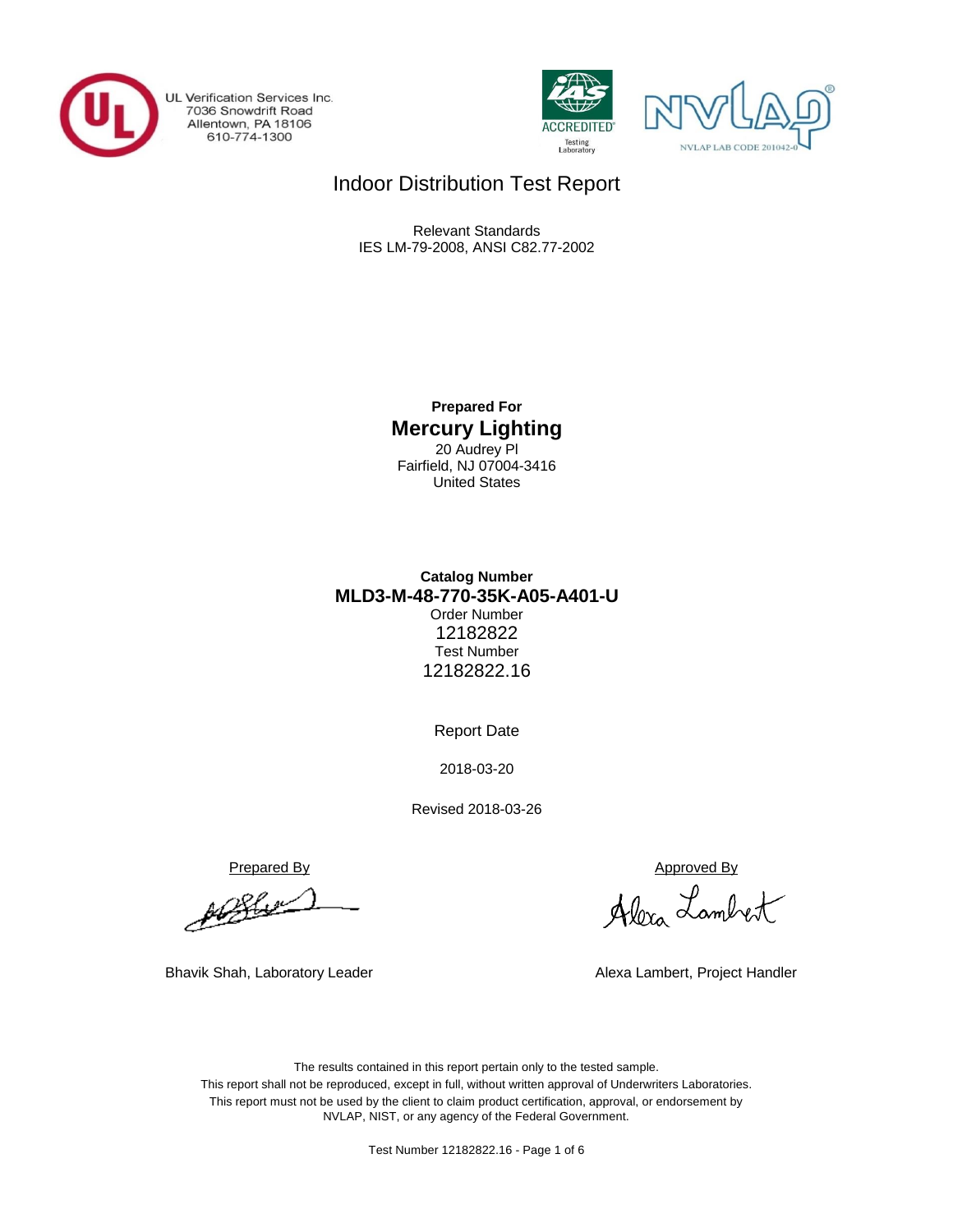UL Verification Services Inc.
7036 Snowdrift Road
Allentown, PA 18106
610-774-1300

IAS ACCREDITED Testing Laboratory

NVLAP LAB CODE 201042-0

# Indoor Distribution Test Report

Relevant Standards
IES LM-79-2008, ANSI C82.77-2002

**Prepared For**

## Mercury Lighting

20 Audrey Pl
Fairfield, NJ 07004-3416
United States

**Catalog Number**

**MLD3-M-48-770-35K-A05-A401-U**

Order Number
12182822

Test Number
12182822.16

Report Date

2018-03-20

Revised 2018-03-26

Prepared By

Bhavik Shah, Laboratory Leader

Approved By

Alexa Lambert, Project Handler

The results contained in this report pertain only to the tested sample.
This report shall not be reproduced, except in full, without written approval of Underwriters Laboratories.
This report must not be used by the client to claim product certification, approval, or endorsement by NVLAP, NIST, or any agency of the Federal Government.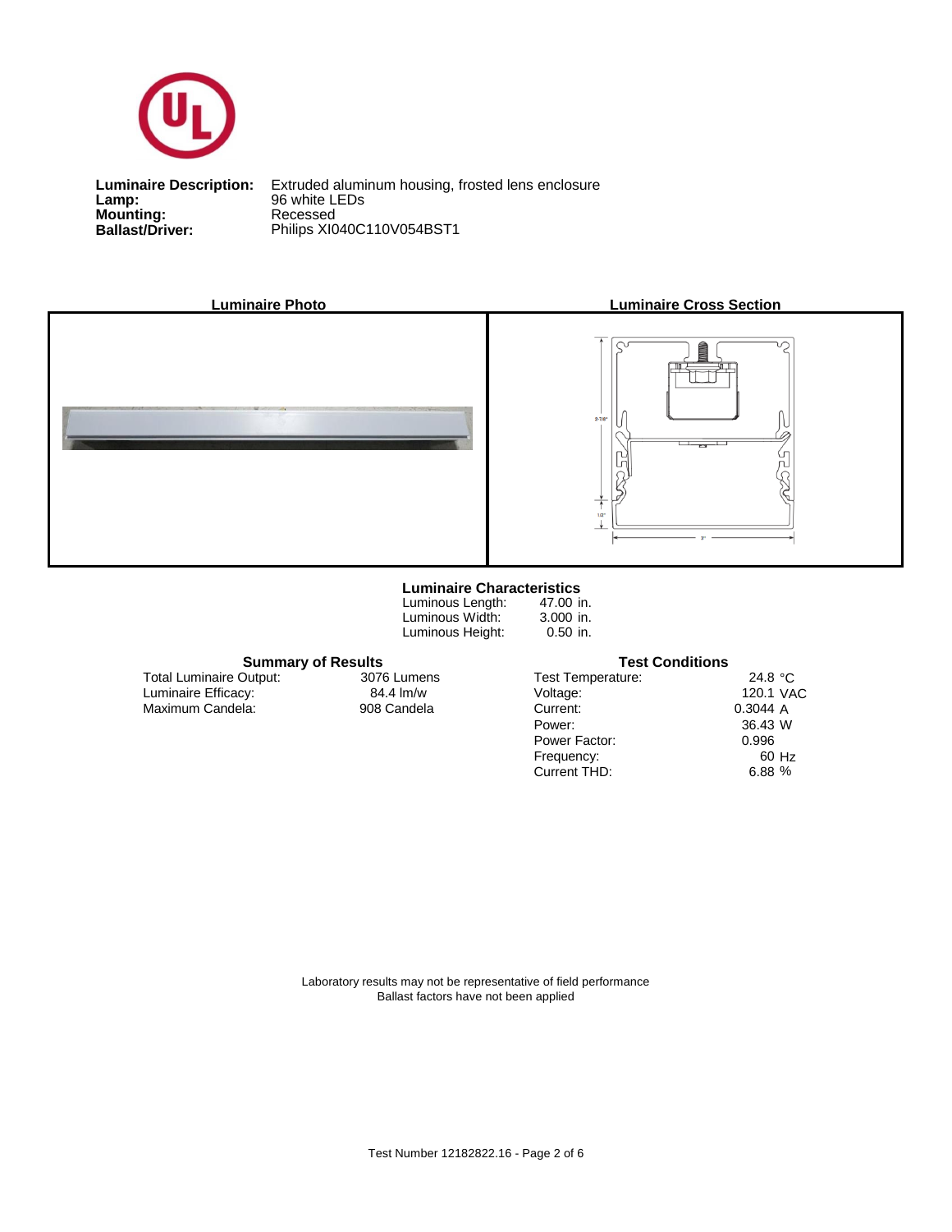**Luminaire Description:** Extruded aluminum housing, frosted lens enclosure
**Lamp:** 96 white LEDs
**Mounting:** Recessed
**Ballast/Driver:** Philips XI040C110V054BST1

**Luminaire Photo**

**Luminaire Cross Section**

2-7/8"

1/2"

3"

**Luminaire Characteristics**

| | |
|---|---|
| Luminous Length: | 47.00 in. |
| Luminous Width: | 3.000 in. |
| Luminous Height: | 0.50 in. |

**Summary of Results**

| | |
|---|---|
| Total Luminaire Output: | 3076 Lumens |
| Luminaire Efficacy: | 84.4 lm/w |
| Maximum Candela: | 908 Candela |

**Test Conditions**

| | |
|---|---|
| Test Temperature: | 24.8 °C |
| Voltage: | 120.1 VAC |
| Current: | 0.3044 A |
| Power: | 36.43 W |
| Power Factor: | 0.996 |
| Frequency: | 60 Hz |
| Current THD: | 6.88 % |

Laboratory results may not be representative of field performance
Ballast factors have not been applied

Test Number 12182822.16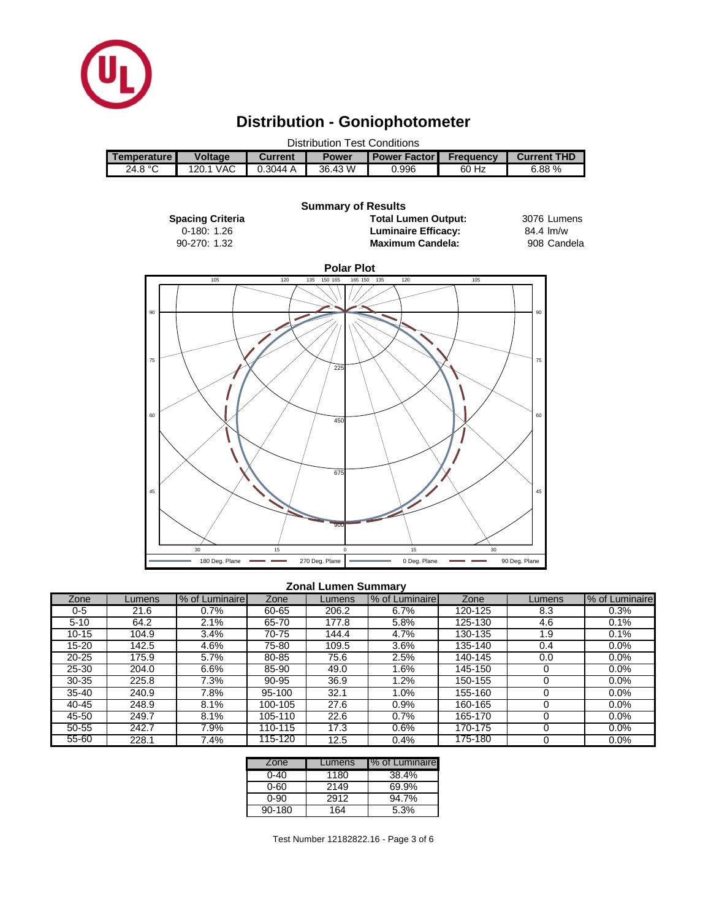# Distribution - Goniophotometer

Distribution Test Conditions

| Temperature | Voltage | Current | Power | Power Factor | Frequency | Current THD |
|---|---|---|---|---|---|---|
| 24.8 °C | 120.1 VAC | 0.3044 A | 36.43 W | 0.996 | 60 Hz | 6.88 % |

## Summary of Results

**Spacing Criteria**

0-180: 1.26

90-270: 1.32

**Total Lumen Output:** 3076 Lumens

**Luminaire Efficacy:** 84.4 lm/w

**Maximum Candela:** 908 Candela

**Polar Plot**

180 Deg. Plane — 270 Deg. Plane — 0 Deg. Plane — 90 Deg. Plane

**Zonal Lumen Summary**

| Zone | Lumens | % of Luminaire | Zone | Lumens | % of Luminaire | Zone | Lumens | % of Luminaire |
|---|---|---|---|---|---|---|---|---|
| 0-5 | 21.6 | 0.7% | 60-65 | 206.2 | 6.7% | 120-125 | 8.3 | 0.3% |
| 5-10 | 64.2 | 2.1% | 65-70 | 177.8 | 5.8% | 125-130 | 4.6 | 0.1% |
| 10-15 | 104.9 | 3.4% | 70-75 | 144.4 | 4.7% | 130-135 | 1.9 | 0.1% |
| 15-20 | 142.5 | 4.6% | 75-80 | 109.5 | 3.6% | 135-140 | 0.4 | 0.0% |
| 20-25 | 175.9 | 5.7% | 80-85 | 75.6 | 2.5% | 140-145 | 0.0 | 0.0% |
| 25-30 | 204.0 | 6.6% | 85-90 | 49.0 | 1.6% | 145-150 | 0 | 0.0% |
| 30-35 | 225.8 | 7.3% | 90-95 | 36.9 | 1.2% | 150-155 | 0 | 0.0% |
| 35-40 | 240.9 | 7.8% | 95-100 | 32.1 | 1.0% | 155-160 | 0 | 0.0% |
| 40-45 | 248.9 | 8.1% | 100-105 | 27.6 | 0.9% | 160-165 | 0 | 0.0% |
| 45-50 | 249.7 | 8.1% | 105-110 | 22.6 | 0.7% | 165-170 | 0 | 0.0% |
| 50-55 | 242.7 | 7.9% | 110-115 | 17.3 | 0.6% | 170-175 | 0 | 0.0% |
| 55-60 | 228.1 | 7.4% | 115-120 | 12.5 | 0.4% | 175-180 | 0 | 0.0% |

| Zone | Lumens | % of Luminaire |
|---|---|---|
| 0-40 | 1180 | 38.4% |
| 0-60 | 2149 | 69.9% |
| 0-90 | 2912 | 94.7% |
| 90-180 | 164 | 5.3% |

Test Number 12182822.16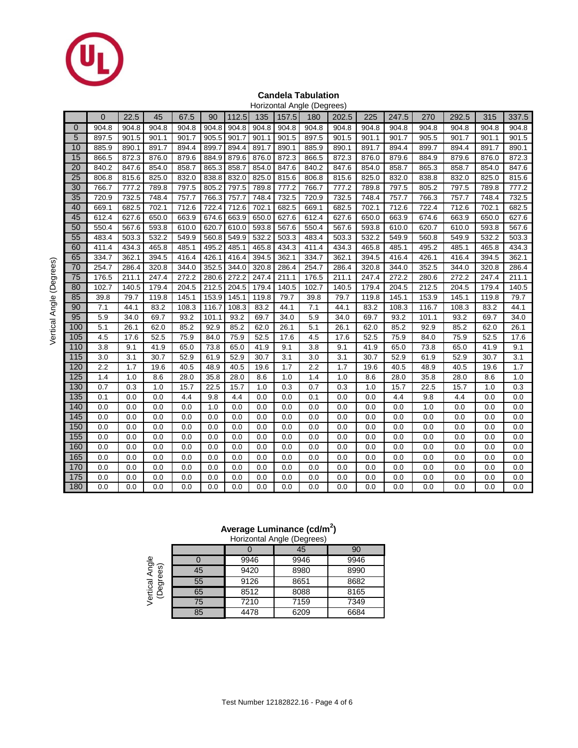## Candela Tabulation

Horizontal Angle (Degrees)

| Vertical Angle (Degrees) | 0 | 22.5 | 45 | 67.5 | 90 | 112.5 | 135 | 157.5 | 180 | 202.5 | 225 | 247.5 | 270 | 292.5 | 315 | 337.5 |
|---|---|---|---|---|---|---|---|---|---|---|---|---|---|---|---|---|
| 0 | 904.8 | 904.8 | 904.8 | 904.8 | 904.8 | 904.8 | 904.8 | 904.8 | 904.8 | 904.8 | 904.8 | 904.8 | 904.8 | 904.8 | 904.8 | 904.8 |
| 5 | 897.5 | 901.5 | 901.1 | 901.7 | 905.5 | 901.7 | 901.1 | 901.5 | 897.5 | 901.5 | 901.1 | 901.7 | 905.5 | 901.7 | 901.1 | 901.5 |
| 10 | 885.9 | 890.1 | 891.7 | 894.4 | 899.7 | 894.4 | 891.7 | 890.1 | 885.9 | 890.1 | 891.7 | 894.4 | 899.7 | 894.4 | 891.7 | 890.1 |
| 15 | 866.5 | 872.3 | 876.0 | 879.6 | 884.9 | 879.6 | 876.0 | 872.3 | 866.5 | 872.3 | 876.0 | 879.6 | 884.9 | 879.6 | 876.0 | 872.3 |
| 20 | 840.2 | 847.6 | 854.0 | 858.7 | 865.3 | 858.7 | 854.0 | 847.6 | 840.2 | 847.6 | 854.0 | 858.7 | 865.3 | 858.7 | 854.0 | 847.6 |
| 25 | 806.8 | 815.6 | 825.0 | 832.0 | 838.8 | 832.0 | 825.0 | 815.6 | 806.8 | 815.6 | 825.0 | 832.0 | 838.8 | 832.0 | 825.0 | 815.6 |
| 30 | 766.7 | 777.2 | 789.8 | 797.5 | 805.2 | 797.5 | 789.8 | 777.2 | 766.7 | 777.2 | 789.8 | 797.5 | 805.2 | 797.5 | 789.8 | 777.2 |
| 35 | 720.9 | 732.5 | 748.4 | 757.7 | 766.3 | 757.7 | 748.4 | 732.5 | 720.9 | 732.5 | 748.4 | 757.7 | 766.3 | 757.7 | 748.4 | 732.5 |
| 40 | 669.1 | 682.5 | 702.1 | 712.6 | 722.4 | 712.6 | 702.1 | 682.5 | 669.1 | 682.5 | 702.1 | 712.6 | 722.4 | 712.6 | 702.1 | 682.5 |
| 45 | 612.4 | 627.6 | 650.0 | 663.9 | 674.6 | 663.9 | 650.0 | 627.6 | 612.4 | 627.6 | 650.0 | 663.9 | 674.6 | 663.9 | 650.0 | 627.6 |
| 50 | 550.4 | 567.6 | 593.8 | 610.0 | 620.7 | 610.0 | 593.8 | 567.6 | 550.4 | 567.6 | 593.8 | 610.0 | 620.7 | 610.0 | 593.8 | 567.6 |
| 55 | 483.4 | 503.3 | 532.2 | 549.9 | 560.8 | 549.9 | 532.2 | 503.3 | 483.4 | 503.3 | 532.2 | 549.9 | 560.8 | 549.9 | 532.2 | 503.3 |
| 60 | 411.4 | 434.3 | 465.8 | 485.1 | 495.2 | 485.1 | 465.8 | 434.3 | 411.4 | 434.3 | 465.8 | 485.1 | 495.2 | 485.1 | 465.8 | 434.3 |
| 65 | 334.7 | 362.1 | 394.5 | 416.4 | 426.1 | 416.4 | 394.5 | 362.1 | 334.7 | 362.1 | 394.5 | 416.4 | 426.1 | 416.4 | 394.5 | 362.1 |
| 70 | 254.7 | 286.4 | 320.8 | 344.0 | 352.5 | 344.0 | 320.8 | 286.4 | 254.7 | 286.4 | 320.8 | 344.0 | 352.5 | 344.0 | 320.8 | 286.4 |
| 75 | 176.5 | 211.1 | 247.4 | 272.2 | 280.6 | 272.2 | 247.4 | 211.1 | 176.5 | 211.1 | 247.4 | 272.2 | 280.6 | 272.2 | 247.4 | 211.1 |
| 80 | 102.7 | 140.5 | 179.4 | 204.5 | 212.5 | 204.5 | 179.4 | 140.5 | 102.7 | 140.5 | 179.4 | 204.5 | 212.5 | 204.5 | 179.4 | 140.5 |
| 85 | 39.8 | 79.7 | 119.8 | 145.1 | 153.9 | 145.1 | 119.8 | 79.7 | 39.8 | 79.7 | 119.8 | 145.1 | 153.9 | 145.1 | 119.8 | 79.7 |
| 90 | 7.1 | 44.1 | 83.2 | 108.3 | 116.7 | 108.3 | 83.2 | 44.1 | 7.1 | 44.1 | 83.2 | 108.3 | 116.7 | 108.3 | 83.2 | 44.1 |
| 95 | 5.9 | 34.0 | 69.7 | 93.2 | 101.1 | 93.2 | 69.7 | 34.0 | 5.9 | 34.0 | 69.7 | 93.2 | 101.1 | 93.2 | 69.7 | 34.0 |
| 100 | 5.1 | 26.1 | 62.0 | 85.2 | 92.9 | 85.2 | 62.0 | 26.1 | 5.1 | 26.1 | 62.0 | 85.2 | 92.9 | 85.2 | 62.0 | 26.1 |
| 105 | 4.5 | 17.6 | 52.5 | 75.9 | 84.0 | 75.9 | 52.5 | 17.6 | 4.5 | 17.6 | 52.5 | 75.9 | 84.0 | 75.9 | 52.5 | 17.6 |
| 110 | 3.8 | 9.1 | 41.9 | 65.0 | 73.8 | 65.0 | 41.9 | 9.1 | 3.8 | 9.1 | 41.9 | 65.0 | 73.8 | 65.0 | 41.9 | 9.1 |
| 115 | 3.0 | 3.1 | 30.7 | 52.9 | 61.9 | 52.9 | 30.7 | 3.1 | 3.0 | 3.1 | 30.7 | 52.9 | 61.9 | 52.9 | 30.7 | 3.1 |
| 120 | 2.2 | 1.7 | 19.6 | 40.5 | 48.9 | 40.5 | 19.6 | 1.7 | 2.2 | 1.7 | 19.6 | 40.5 | 48.9 | 40.5 | 19.6 | 1.7 |
| 125 | 1.4 | 1.0 | 8.6 | 28.0 | 35.8 | 28.0 | 8.6 | 1.0 | 1.4 | 1.0 | 8.6 | 28.0 | 35.8 | 28.0 | 8.6 | 1.0 |
| 130 | 0.7 | 0.3 | 1.0 | 15.7 | 22.5 | 15.7 | 1.0 | 0.3 | 0.7 | 0.3 | 1.0 | 15.7 | 22.5 | 15.7 | 1.0 | 0.3 |
| 135 | 0.1 | 0.0 | 0.0 | 4.4 | 9.8 | 4.4 | 0.0 | 0.0 | 0.1 | 0.0 | 0.0 | 4.4 | 9.8 | 4.4 | 0.0 | 0.0 |
| 140 | 0.0 | 0.0 | 0.0 | 0.0 | 1.0 | 0.0 | 0.0 | 0.0 | 0.0 | 0.0 | 0.0 | 0.0 | 1.0 | 0.0 | 0.0 | 0.0 |
| 145 | 0.0 | 0.0 | 0.0 | 0.0 | 0.0 | 0.0 | 0.0 | 0.0 | 0.0 | 0.0 | 0.0 | 0.0 | 0.0 | 0.0 | 0.0 | 0.0 |
| 150 | 0.0 | 0.0 | 0.0 | 0.0 | 0.0 | 0.0 | 0.0 | 0.0 | 0.0 | 0.0 | 0.0 | 0.0 | 0.0 | 0.0 | 0.0 | 0.0 |
| 155 | 0.0 | 0.0 | 0.0 | 0.0 | 0.0 | 0.0 | 0.0 | 0.0 | 0.0 | 0.0 | 0.0 | 0.0 | 0.0 | 0.0 | 0.0 | 0.0 |
| 160 | 0.0 | 0.0 | 0.0 | 0.0 | 0.0 | 0.0 | 0.0 | 0.0 | 0.0 | 0.0 | 0.0 | 0.0 | 0.0 | 0.0 | 0.0 | 0.0 |
| 165 | 0.0 | 0.0 | 0.0 | 0.0 | 0.0 | 0.0 | 0.0 | 0.0 | 0.0 | 0.0 | 0.0 | 0.0 | 0.0 | 0.0 | 0.0 | 0.0 |
| 170 | 0.0 | 0.0 | 0.0 | 0.0 | 0.0 | 0.0 | 0.0 | 0.0 | 0.0 | 0.0 | 0.0 | 0.0 | 0.0 | 0.0 | 0.0 | 0.0 |
| 175 | 0.0 | 0.0 | 0.0 | 0.0 | 0.0 | 0.0 | 0.0 | 0.0 | 0.0 | 0.0 | 0.0 | 0.0 | 0.0 | 0.0 | 0.0 | 0.0 |
| 180 | 0.0 | 0.0 | 0.0 | 0.0 | 0.0 | 0.0 | 0.0 | 0.0 | 0.0 | 0.0 | 0.0 | 0.0 | 0.0 | 0.0 | 0.0 | 0.0 |

## Average Luminance ($cd/m^2$)

Horizontal Angle (Degrees)

| Vertical Angle (Degrees) | 0 | 45 | 90 |
|---|---|---|---|
| 0 | 9946 | 9946 | 9946 |
| 45 | 9420 | 8980 | 8990 |
| 55 | 9126 | 8651 | 8682 |
| 65 | 8512 | 8088 | 8165 |
| 75 | 7210 | 7159 | 7349 |
| 85 | 4478 | 6209 | 6684 |

Test Number 12182822.16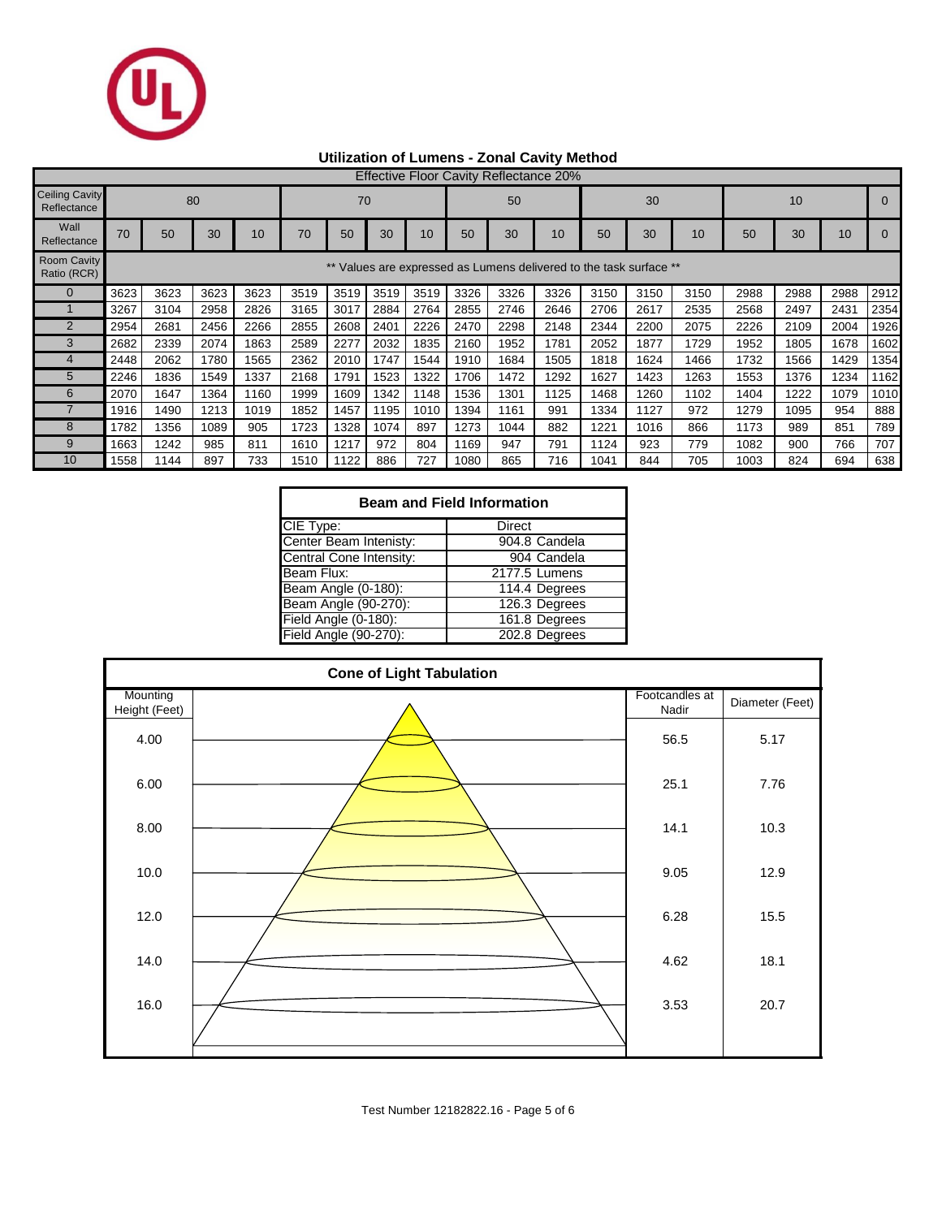## Utilization of Lumens - Zonal Cavity Method

Effective Floor Cavity Reflectance 20%

| Ceiling Cavity Reflectance | 80 | | | | 70 | | | | 50 | | | 30 | | | 10 | | | 0 |
|---|---|---|---|---|---|---|---|---|---|---|---|---|---|---|---|---|---|---|
| Wall Reflectance | 70 | 50 | 30 | 10 | 70 | 50 | 30 | 10 | 50 | 30 | 10 | 50 | 30 | 10 | 50 | 30 | 10 | 0 |
| Room Cavity Ratio (RCR) | ** Values are expressed as Lumens delivered to the task surface ** | | | | | | | | | | | | | | | | | |
| 0 | 3623 | 3623 | 3623 | 3623 | 3519 | 3519 | 3519 | 3519 | 3326 | 3326 | 3326 | 3150 | 3150 | 3150 | 2988 | 2988 | 2988 | 2912 |
| 1 | 3267 | 3104 | 2958 | 2826 | 3165 | 3017 | 2884 | 2764 | 2855 | 2746 | 2646 | 2706 | 2617 | 2535 | 2568 | 2497 | 2431 | 2354 |
| 2 | 2954 | 2681 | 2456 | 2266 | 2855 | 2608 | 2401 | 2226 | 2470 | 2298 | 2148 | 2344 | 2200 | 2075 | 2226 | 2109 | 2004 | 1926 |
| 3 | 2682 | 2339 | 2074 | 1863 | 2589 | 2277 | 2032 | 1835 | 2160 | 1952 | 1781 | 2052 | 1877 | 1729 | 1952 | 1805 | 1678 | 1602 |
| 4 | 2448 | 2062 | 1780 | 1565 | 2362 | 2010 | 1747 | 1544 | 1910 | 1684 | 1505 | 1818 | 1624 | 1466 | 1732 | 1566 | 1429 | 1354 |
| 5 | 2246 | 1836 | 1549 | 1337 | 2168 | 1791 | 1523 | 1322 | 1706 | 1472 | 1292 | 1627 | 1423 | 1263 | 1553 | 1376 | 1234 | 1162 |
| 6 | 2070 | 1647 | 1364 | 1160 | 1999 | 1609 | 1342 | 1148 | 1536 | 1301 | 1125 | 1468 | 1260 | 1102 | 1404 | 1222 | 1079 | 1010 |
| 7 | 1916 | 1490 | 1213 | 1019 | 1852 | 1457 | 1195 | 1010 | 1394 | 1161 | 991 | 1334 | 1127 | 972 | 1279 | 1095 | 954 | 888 |
| 8 | 1782 | 1356 | 1089 | 905 | 1723 | 1328 | 1074 | 897 | 1273 | 1044 | 882 | 1221 | 1016 | 866 | 1173 | 989 | 851 | 789 |
| 9 | 1663 | 1242 | 985 | 811 | 1610 | 1217 | 972 | 804 | 1169 | 947 | 791 | 1124 | 923 | 779 | 1082 | 900 | 766 | 707 |
| 10 | 1558 | 1144 | 897 | 733 | 1510 | 1122 | 886 | 727 | 1080 | 865 | 716 | 1041 | 844 | 705 | 1003 | 824 | 694 | 638 |

| Beam and Field Information | |
|---|---|
| CIE Type: | Direct |
| Center Beam Intenisty: | 904.8 Candela |
| Central Cone Intensity: | 904 Candela |
| Beam Flux: | 2177.5 Lumens |
| Beam Angle (0-180): | 114.4 Degrees |
| Beam Angle (90-270): | 126.3 Degrees |
| Field Angle (0-180): | 161.8 Degrees |
| Field Angle (90-270): | 202.8 Degrees |

### Cone of Light Tabulation

| Mounting Height (Feet) | Footcandles at Nadir | Diameter (Feet) |
|---|---|---|
| 4.00 | 56.5 | 5.17 |
| 6.00 | 25.1 | 7.76 |
| 8.00 | 14.1 | 10.3 |
| 10.0 | 9.05 | 12.9 |
| 12.0 | 6.28 | 15.5 |
| 14.0 | 4.62 | 18.1 |
| 16.0 | 3.53 | 20.7 |

Test Number 12182822.16 - Page 5 of 6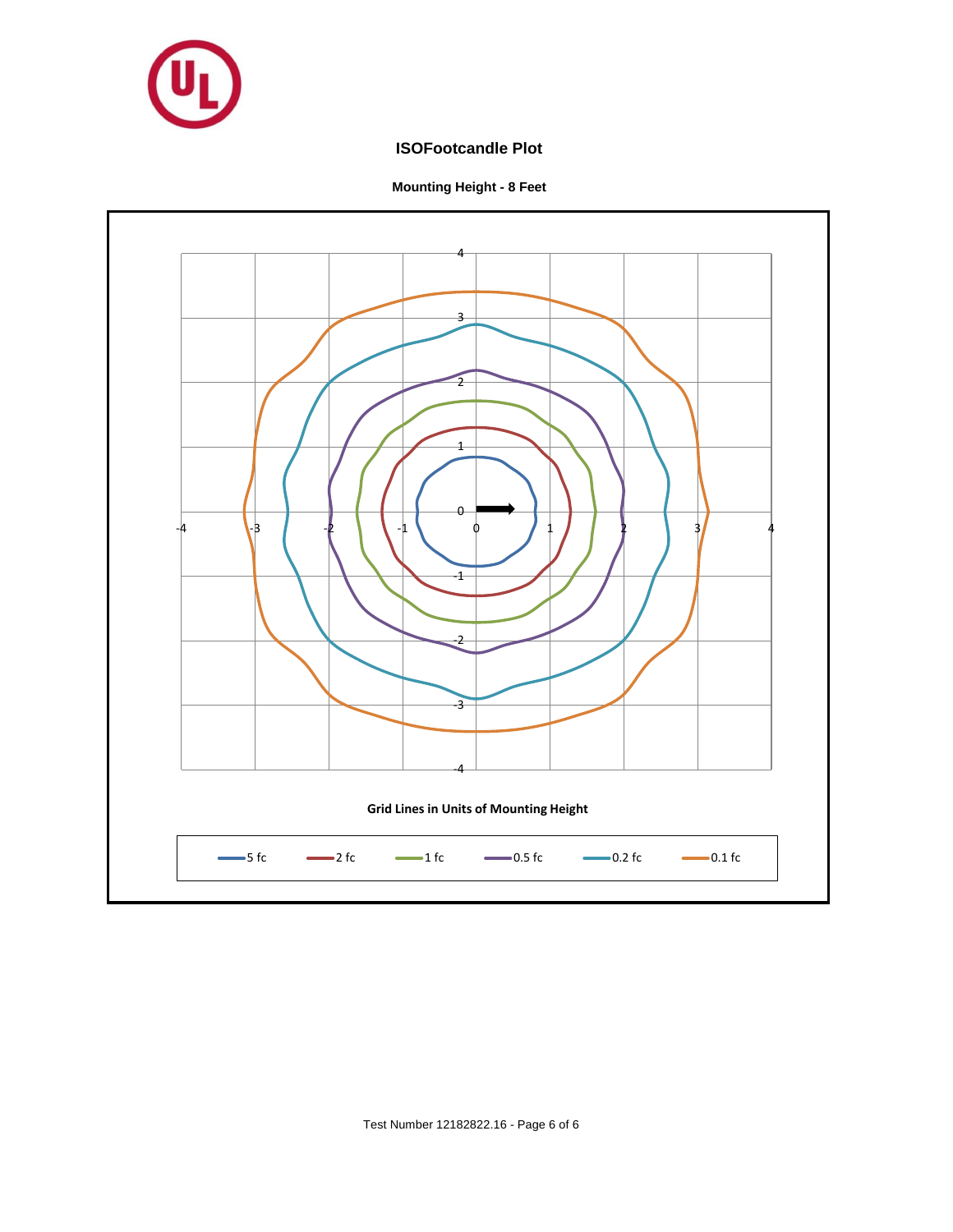## ISOFootcandle Plot

**Mounting Height - 8 Feet**

4
3
2
1
0
-1
-2
-3
-4

-4 -3 -2 -1 0 1 2 3 4

**Grid Lines in Units of Mounting Height**

5 fc
2 fc
1 fc
0.5 fc
0.2 fc
0.1 fc

Test Number 12182822.16